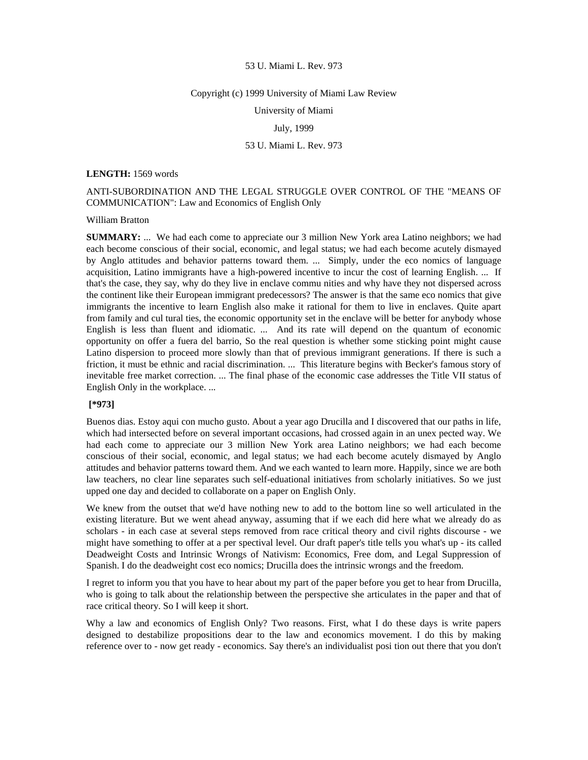53 U. Miami L. Rev. 973

Copyright (c) 1999 University of Miami Law Review

University of Miami

July, 1999

53 U. Miami L. Rev. 973

**LENGTH:** 1569 words

ANTI-SUBORDINATION AND THE LEGAL STRUGGLE OVER CONTROL OF THE "MEANS OF COMMUNICATION": Law and Economics of English Only

William Bratton

**SUMMARY:** ... We had each come to appreciate our 3 million New York area Latino neighbors; we had each become conscious of their social, economic, and legal status; we had each become acutely dismayed by Anglo attitudes and behavior patterns toward them. ... Simply, under the eco nomics of language acquisition, Latino immigrants have a high-powered incentive to incur the cost of learning English. ... If that's the case, they say, why do they live in enclave commu nities and why have they not dispersed across the continent like their European immigrant predecessors? The answer is that the same eco nomics that give immigrants the incentive to learn English also make it rational for them to live in enclaves. Quite apart from family and cul tural ties, the economic opportunity set in the enclave will be better for anybody whose English is less than fluent and idiomatic. ... And its rate will depend on the quantum of economic opportunity on offer a fuera del barrio, So the real question is whether some sticking point might cause Latino dispersion to proceed more slowly than that of previous immigrant generations. If there is such a friction, it must be ethnic and racial discrimination. ... This literature begins with Becker's famous story of inevitable free market correction. ... The final phase of the economic case addresses the Title VII status of English Only in the workplace. ...

**[*973]**

Buenos dias. Estoy aqui con mucho gusto. About a year ago Drucilla and I discovered that our paths in life, which had intersected before on several important occasions, had crossed again in an unex pected way. We had each come to appreciate our 3 million New York area Latino neighbors; we had each become conscious of their social, economic, and legal status; we had each become acutely dismayed by Anglo attitudes and behavior patterns toward them. And we each wanted to learn more. Happily, since we are both law teachers, no clear line separates such self-eduational initiatives from scholarly initiatives. So we just upped one day and decided to collaborate on a paper on English Only.

We knew from the outset that we'd have nothing new to add to the bottom line so well articulated in the existing literature. But we went ahead anyway, assuming that if we each did here what we already do as scholars - in each case at several steps removed from race critical theory and civil rights discourse - we might have something to offer at a per spectival level. Our draft paper's title tells you what's up - its called Deadweight Costs and Intrinsic Wrongs of Nativism: Economics, Free dom, and Legal Suppression of Spanish. I do the deadweight cost eco nomics; Drucilla does the intrinsic wrongs and the freedom.

I regret to inform you that you have to hear about my part of the paper before you get to hear from Drucilla, who is going to talk about the relationship between the perspective she articulates in the paper and that of race critical theory. So I will keep it short.

Why a law and economics of English Only? Two reasons. First, what I do these days is write papers designed to destabilize propositions dear to the law and economics movement. I do this by making reference over to - now get ready - economics. Say there's an individualist posi tion out there that you don't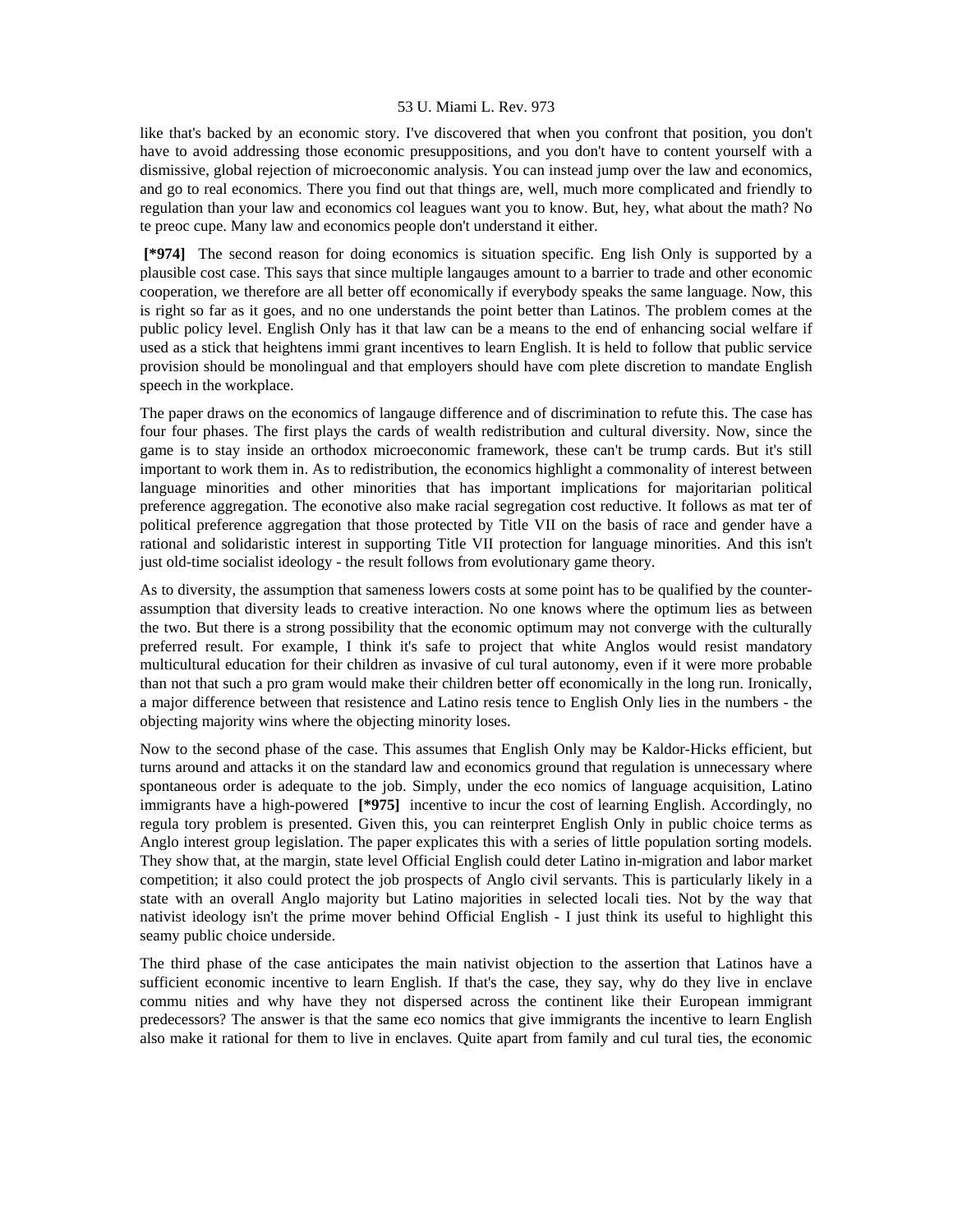like that's backed by an economic story. I've discovered that when you confront that position, you don't have to avoid addressing those economic presuppositions, and you don't have to content yourself with a dismissive, global rejection of microeconomic analysis. You can instead jump over the law and economics, and go to real economics. There you find out that things are, well, much more complicated and friendly to regulation than your law and economics col leagues want you to know. But, hey, what about the math? No te preoc cupe. Many law and economics people don't understand it either.

**[*974]** The second reason for doing economics is situation specific. Eng lish Only is supported by a plausible cost case. This says that since multiple langauges amount to a barrier to trade and other economic cooperation, we therefore are all better off economically if everybody speaks the same language. Now, this is right so far as it goes, and no one understands the point better than Latinos. The problem comes at the public policy level. English Only has it that law can be a means to the end of enhancing social welfare if used as a stick that heightens immi grant incentives to learn English. It is held to follow that public service provision should be monolingual and that employers should have com plete discretion to mandate English speech in the workplace.

The paper draws on the economics of langauge difference and of discrimination to refute this. The case has four four phases. The first plays the cards of wealth redistribution and cultural diversity. Now, since the game is to stay inside an orthodox microeconomic framework, these can't be trump cards. But it's still important to work them in. As to redistribution, the economics highlight a commonality of interest between language minorities and other minorities that has important implications for majoritarian political preference aggregation. The econotive also make racial segregation cost reductive. It follows as mat ter of political preference aggregation that those protected by Title VII on the basis of race and gender have a rational and solidaristic interest in supporting Title VII protection for language minorities. And this isn't just old-time socialist ideology - the result follows from evolutionary game theory.

As to diversity, the assumption that sameness lowers costs at some point has to be qualified by the counter-assumption that diversity leads to creative interaction. No one knows where the optimum lies as between the two. But there is a strong possibility that the economic optimum may not converge with the culturally preferred result. For example, I think it's safe to project that white Anglos would resist mandatory multicultural education for their children as invasive of cul tural autonomy, even if it were more probable than not that such a pro gram would make their children better off economically in the long run. Ironically, a major difference between that resistence and Latino resis tence to English Only lies in the numbers - the objecting majority wins where the objecting minority loses.

Now to the second phase of the case. This assumes that English Only may be Kaldor-Hicks efficient, but turns around and attacks it on the standard law and economics ground that regulation is unnecessary where spontaneous order is adequate to the job. Simply, under the eco nomics of language acquisition, Latino immigrants have a high-powered **[*975]** incentive to incur the cost of learning English. Accordingly, no regula tory problem is presented. Given this, you can reinterpret English Only in public choice terms as Anglo interest group legislation. The paper explicates this with a series of little population sorting models. They show that, at the margin, state level Official English could deter Latino in-migration and labor market competition; it also could protect the job prospects of Anglo civil servants. This is particularly likely in a state with an overall Anglo majority but Latino majorities in selected locali ties. Not by the way that nativist ideology isn't the prime mover behind Official English - I just think its useful to highlight this seamy public choice underside.

The third phase of the case anticipates the main nativist objection to the assertion that Latinos have a sufficient economic incentive to learn English. If that's the case, they say, why do they live in enclave commu nities and why have they not dispersed across the continent like their European immigrant predecessors? The answer is that the same eco nomics that give immigrants the incentive to learn English also make it rational for them to live in enclaves. Quite apart from family and cul tural ties, the economic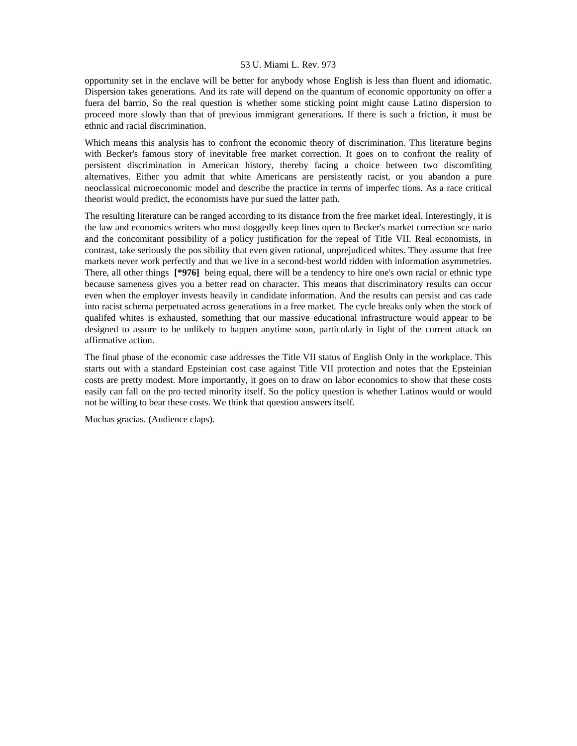opportunity set in the enclave will be better for anybody whose English is less than fluent and idiomatic. Dispersion takes generations. And its rate will depend on the quantum of economic opportunity on offer a fuera del barrio, So the real question is whether some sticking point might cause Latino dispersion to proceed more slowly than that of previous immigrant generations. If there is such a friction, it must be ethnic and racial discrimination.

Which means this analysis has to confront the economic theory of discrimination. This literature begins with Becker's famous story of inevitable free market correction. It goes on to confront the reality of persistent discrimination in American history, thereby facing a choice between two discomfiting alternatives. Either you admit that white Americans are persistently racist, or you abandon a pure neoclassical microeconomic model and describe the practice in terms of imperfec tions. As a race critical theorist would predict, the economists have pur sued the latter path.

The resulting literature can be ranged according to its distance from the free market ideal. Interestingly, it is the law and economics writers who most doggedly keep lines open to Becker's market correction sce nario and the concomitant possibility of a policy justification for the repeal of Title VII. Real economists, in contrast, take seriously the pos sibility that even given rational, unprejudiced whites. They assume that free markets never work perfectly and that we live in a second-best world ridden with information asymmetries. There, all other things **[*976]** being equal, there will be a tendency to hire one's own racial or ethnic type because sameness gives you a better read on character. This means that discriminatory results can occur even when the employer invests heavily in candidate information. And the results can persist and cas cade into racist schema perpetuated across generations in a free market. The cycle breaks only when the stock of qualifed whites is exhausted, something that our massive educational infrastructure would appear to be designed to assure to be unlikely to happen anytime soon, particularly in light of the current attack on affirmative action.

The final phase of the economic case addresses the Title VII status of English Only in the workplace. This starts out with a standard Epsteinian cost case against Title VII protection and notes that the Epsteinian costs are pretty modest. More importantly, it goes on to draw on labor economics to show that these costs easily can fall on the pro tected minority itself. So the policy question is whether Latinos would or would not be willing to bear these costs. We think that question answers itself.

Muchas gracias. (Audience claps).